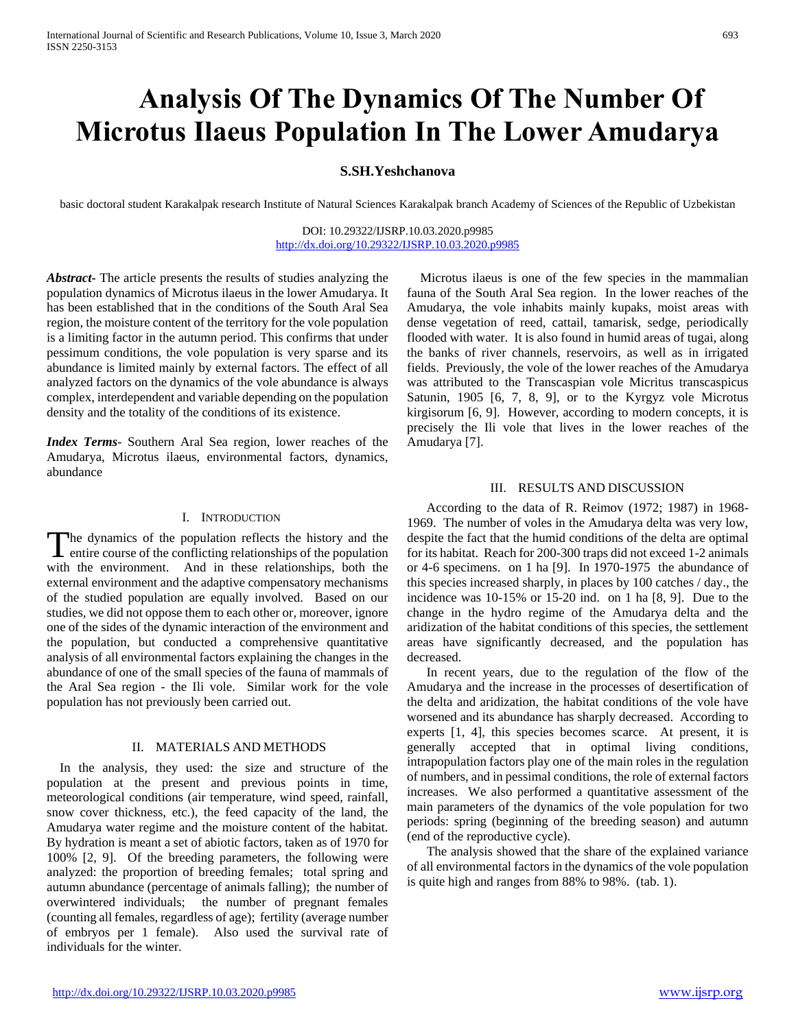# Analysis Of The Dynamics Of The Number Of Microtus Ilaeus Population In The Lower Amudarya

**S.SH.Yeshchanova**

basic doctoral student Karakalpak research Institute of Natural Sciences Karakalpak branch Academy of Sciences of the Republic of Uzbekistan

DOI: 10.29322/IJSRP.10.03.2020.p9985
http://dx.doi.org/10.29322/IJSRP.10.03.2020.p9985

***Abstract*-** The article presents the results of studies analyzing the population dynamics of Microtus ilaeus in the lower Amudarya. It has been established that in the conditions of the South Aral Sea region, the moisture content of the territory for the vole population is a limiting factor in the autumn period. This confirms that under pessimum conditions, the vole population is very sparse and its abundance is limited mainly by external factors. The effect of all analyzed factors on the dynamics of the vole abundance is always complex, interdependent and variable depending on the population density and the totality of the conditions of its existence.

***Index Terms*-** Southern Aral Sea region, lower reaches of the Amudarya, Microtus ilaeus, environmental factors, dynamics, abundance

## I. Introduction

The dynamics of the population reflects the history and the entire course of the conflicting relationships of the population with the environment. And in these relationships, both the external environment and the adaptive compensatory mechanisms of the studied population are equally involved. Based on our studies, we did not oppose them to each other or, moreover, ignore one of the sides of the dynamic interaction of the environment and the population, but conducted a comprehensive quantitative analysis of all environmental factors explaining the changes in the abundance of one of the small species of the fauna of mammals of the Aral Sea region - the Ili vole. Similar work for the vole population has not previously been carried out.

## II. Materials and Methods

In the analysis, they used: the size and structure of the population at the present and previous points in time, meteorological conditions (air temperature, wind speed, rainfall, snow cover thickness, etc.), the feed capacity of the land, the Amudarya water regime and the moisture content of the habitat. By hydration is meant a set of abiotic factors, taken as of 1970 for 100% [2, 9]. Of the breeding parameters, the following were analyzed: the proportion of breeding females; total spring and autumn abundance (percentage of animals falling); the number of overwintered individuals; the number of pregnant females (counting all females, regardless of age); fertility (average number of embryos per 1 female). Also used the survival rate of individuals for the winter.

Microtus ilaeus is one of the few species in the mammalian fauna of the South Aral Sea region. In the lower reaches of the Amudarya, the vole inhabits mainly kupaks, moist areas with dense vegetation of reed, cattail, tamarisk, sedge, periodically flooded with water. It is also found in humid areas of tugai, along the banks of river channels, reservoirs, as well as in irrigated fields. Previously, the vole of the lower reaches of the Amudarya was attributed to the Transcaspian vole Micritus transcaspicus Satunin, 1905 [6, 7, 8, 9], or to the Kyrgyz vole Microtus kirgisorum [6, 9]. However, according to modern concepts, it is precisely the Ili vole that lives in the lower reaches of the Amudarya [7].

## III. Results and Discussion

According to the data of R. Reimov (1972; 1987) in 1968-1969. The number of voles in the Amudarya delta was very low, despite the fact that the humid conditions of the delta are optimal for its habitat. Reach for 200-300 traps did not exceed 1-2 animals or 4-6 specimens. on 1 ha [9]. In 1970-1975 the abundance of this species increased sharply, in places by 100 catches / day., the incidence was 10-15% or 15-20 ind. on 1 ha [8, 9]. Due to the change in the hydro regime of the Amudarya delta and the aridization of the habitat conditions of this species, the settlement areas have significantly decreased, and the population has decreased.

In recent years, due to the regulation of the flow of the Amudarya and the increase in the processes of desertification of the delta and aridization, the habitat conditions of the vole have worsened and its abundance has sharply decreased. According to experts [1, 4], this species becomes scarce. At present, it is generally accepted that in optimal living conditions, intrapopulation factors play one of the main roles in the regulation of numbers, and in pessimal conditions, the role of external factors increases. We also performed a quantitative assessment of the main parameters of the dynamics of the vole population for two periods: spring (beginning of the breeding season) and autumn (end of the reproductive cycle).

The analysis showed that the share of the explained variance of all environmental factors in the dynamics of the vole population is quite high and ranges from 88% to 98%. (tab. 1).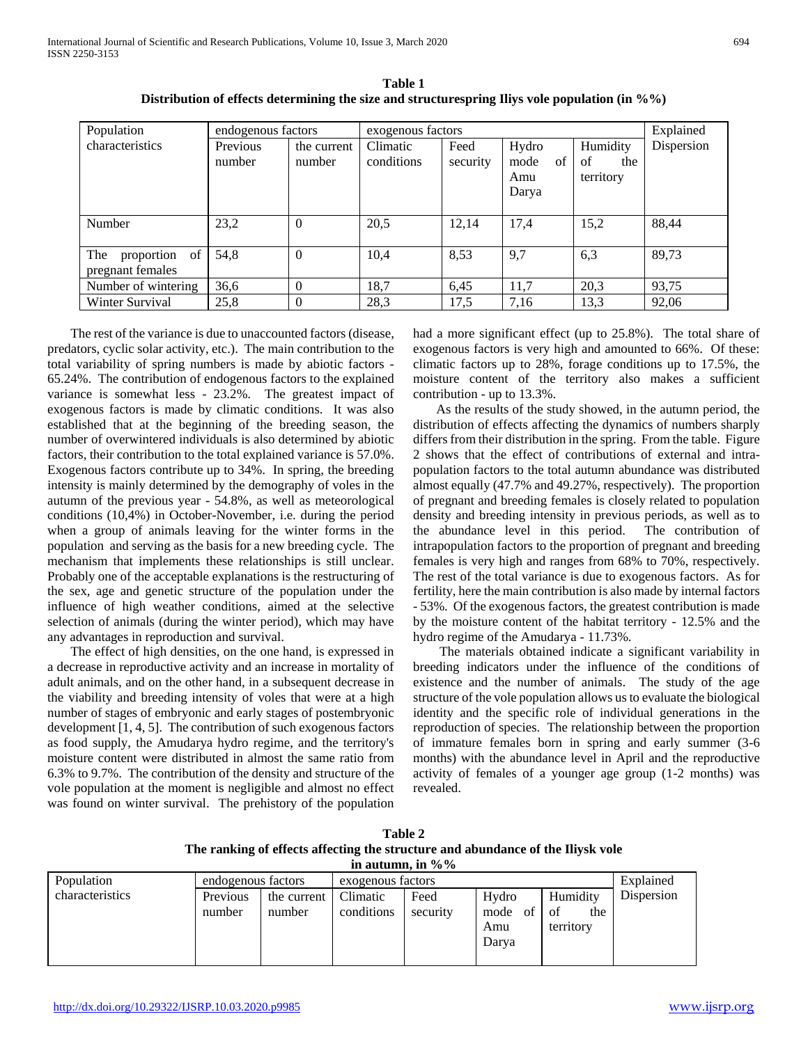**Table 1**
**Distribution of effects determining the size and structurespring Iliys vole population (in %%)**

| Population characteristics | endogenous factors | | exogenous factors | | | | Explained Dispersion |
|---|---|---|---|---|---|---|---|
| | Previous number | the current number | Climatic conditions | Feed security | Hydro mode of Amu Darya | Humidity of the territory | |
| Number | 23,2 | 0 | 20,5 | 12,14 | 17,4 | 15,2 | 88,44 |
| The proportion of pregnant females | 54,8 | 0 | 10,4 | 8,53 | 9,7 | 6,3 | 89,73 |
| Number of wintering | 36,6 | 0 | 18,7 | 6,45 | 11,7 | 20,3 | 93,75 |
| Winter Survival | 25,8 | 0 | 28,3 | 17,5 | 7,16 | 13,3 | 92,06 |

The rest of the variance is due to unaccounted factors (disease, predators, cyclic solar activity, etc.). The main contribution to the total variability of spring numbers is made by abiotic factors - 65.24%. The contribution of endogenous factors to the explained variance is somewhat less - 23.2%. The greatest impact of exogenous factors is made by climatic conditions. It was also established that at the beginning of the breeding season, the number of overwintered individuals is also determined by abiotic factors, their contribution to the total explained variance is 57.0%. Exogenous factors contribute up to 34%. In spring, the breeding intensity is mainly determined by the demography of voles in the autumn of the previous year - 54.8%, as well as meteorological conditions (10,4%) in October-November, i.e. during the period when a group of animals leaving for the winter forms in the population and serving as the basis for a new breeding cycle. The mechanism that implements these relationships is still unclear. Probably one of the acceptable explanations is the restructuring of the sex, age and genetic structure of the population under the influence of high weather conditions, aimed at the selective selection of animals (during the winter period), which may have any advantages in reproduction and survival.

The effect of high densities, on the one hand, is expressed in a decrease in reproductive activity and an increase in mortality of adult animals, and on the other hand, in a subsequent decrease in the viability and breeding intensity of voles that were at a high number of stages of embryonic and early stages of postembryonic development [1, 4, 5]. The contribution of such exogenous factors as food supply, the Amudarya hydro regime, and the territory's moisture content were distributed in almost the same ratio from 6.3% to 9.7%. The contribution of the density and structure of the vole population at the moment is negligible and almost no effect was found on winter survival. The prehistory of the population had a more significant effect (up to 25.8%). The total share of exogenous factors is very high and amounted to 66%. Of these: climatic factors up to 28%, forage conditions up to 17.5%, the moisture content of the territory also makes a sufficient contribution - up to 13.3%.

As the results of the study showed, in the autumn period, the distribution of effects affecting the dynamics of numbers sharply differs from their distribution in the spring. From the table. Figure 2 shows that the effect of contributions of external and intra-population factors to the total autumn abundance was distributed almost equally (47.7% and 49.27%, respectively). The proportion of pregnant and breeding females is closely related to population density and breeding intensity in previous periods, as well as to the abundance level in this period. The contribution of intrapopulation factors to the proportion of pregnant and breeding females is very high and ranges from 68% to 70%, respectively. The rest of the total variance is due to exogenous factors. As for fertility, here the main contribution is also made by internal factors - 53%. Of the exogenous factors, the greatest contribution is made by the moisture content of the habitat territory - 12.5% and the hydro regime of the Amudarya - 11.73%.

The materials obtained indicate a significant variability in breeding indicators under the influence of the conditions of existence and the number of animals. The study of the age structure of the vole population allows us to evaluate the biological identity and the specific role of individual generations in the reproduction of species. The relationship between the proportion of immature females born in spring and early summer (3-6 months) with the abundance level in April and the reproductive activity of females of a younger age group (1-2 months) was revealed.

**Table 2**
**The ranking of effects affecting the structure and abundance of the Iliysk vole in autumn, in %%**

| Population characteristics | endogenous factors | | exogenous factors | | | | Explained Dispersion |
|---|---|---|---|---|---|---|---|
| | Previous number | the current number | Climatic conditions | Feed security | Hydro mode of Amu Darya | Humidity of the territory | |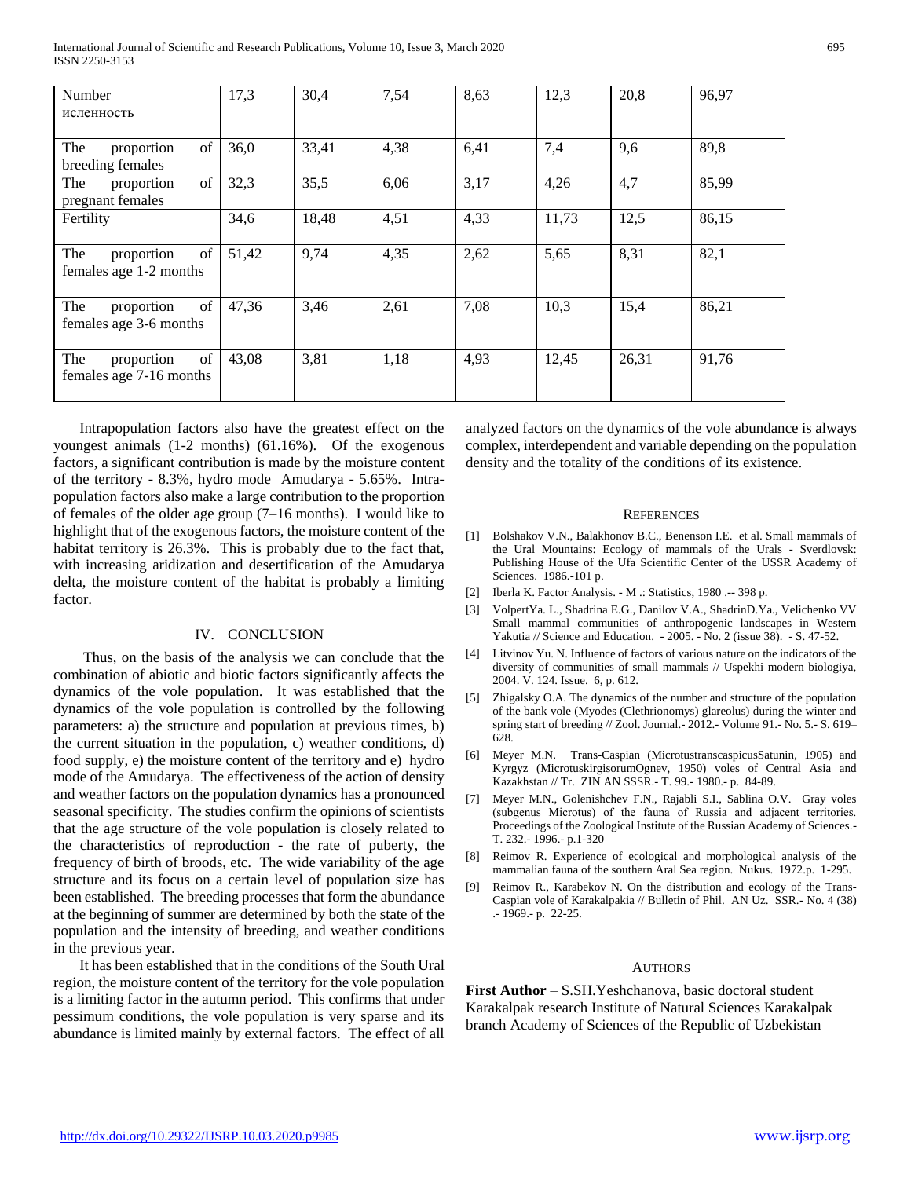| Number исленность | 17,3 | 30,4 | 7,54 | 8,63 | 12,3 | 20,8 | 96,97 |
|---|---|---|---|---|---|---|---|
| The proportion of breeding females | 36,0 | 33,41 | 4,38 | 6,41 | 7,4 | 9,6 | 89,8 |
| The proportion of pregnant females | 32,3 | 35,5 | 6,06 | 3,17 | 4,26 | 4,7 | 85,99 |
| Fertility | 34,6 | 18,48 | 4,51 | 4,33 | 11,73 | 12,5 | 86,15 |
| The proportion of females age 1-2 months | 51,42 | 9,74 | 4,35 | 2,62 | 5,65 | 8,31 | 82,1 |
| The proportion of females age 3-6 months | 47,36 | 3,46 | 2,61 | 7,08 | 10,3 | 15,4 | 86,21 |
| The proportion of females age 7-16 months | 43,08 | 3,81 | 1,18 | 4,93 | 12,45 | 26,31 | 91,76 |

Intrapopulation factors also have the greatest effect on the youngest animals (1-2 months) (61.16%). Of the exogenous factors, a significant contribution is made by the moisture content of the territory - 8.3%, hydro mode Amudarya - 5.65%. Intra-population factors also make a large contribution to the proportion of females of the older age group (7–16 months). I would like to highlight that of the exogenous factors, the moisture content of the habitat territory is 26.3%. This is probably due to the fact that, with increasing aridization and desertification of the Amudarya delta, the moisture content of the habitat is probably a limiting factor.

## IV. CONCLUSION

Thus, on the basis of the analysis we can conclude that the combination of abiotic and biotic factors significantly affects the dynamics of the vole population. It was established that the dynamics of the vole population is controlled by the following parameters: a) the structure and population at previous times, b) the current situation in the population, c) weather conditions, d) food supply, e) the moisture content of the territory and e) hydro mode of the Amudarya. The effectiveness of the action of density and weather factors on the population dynamics has a pronounced seasonal specificity. The studies confirm the opinions of scientists that the age structure of the vole population is closely related to the characteristics of reproduction - the rate of puberty, the frequency of birth of broods, etc. The wide variability of the age structure and its focus on a certain level of population size has been established. The breeding processes that form the abundance at the beginning of summer are determined by both the state of the population and the intensity of breeding, and weather conditions in the previous year.

It has been established that in the conditions of the South Ural region, the moisture content of the territory for the vole population is a limiting factor in the autumn period. This confirms that under pessimum conditions, the vole population is very sparse and its abundance is limited mainly by external factors. The effect of all analyzed factors on the dynamics of the vole abundance is always complex, interdependent and variable depending on the population density and the totality of the conditions of its existence.

## REFERENCES

[1] Bolshakov V.N., Balakhonov B.C., Benenson I.E. et al. Small mammals of the Ural Mountains: Ecology of mammals of the Urals - Sverdlovsk: Publishing House of the Ufa Scientific Center of the USSR Academy of Sciences. 1986.-101 p.

[2] Iberla K. Factor Analysis. - M .: Statistics, 1980 .-- 398 p.

[3] VolpertYa. L., Shadrina E.G., Danilov V.A., ShadrinD.Ya., Velichenko VV Small mammal communities of anthropogenic landscapes in Western Yakutia // Science and Education. - 2005. - No. 2 (issue 38). - S. 47-52.

[4] Litvinov Yu. N. Influence of factors of various nature on the indicators of the diversity of communities of small mammals // Uspekhi modern biologiya, 2004. V. 124. Issue. 6, p. 612.

[5] Zhigalsky O.A. The dynamics of the number and structure of the population of the bank vole (Myodes (Clethrionomys) glareolus) during the winter and spring start of breeding // Zool. Journal.- 2012.- Volume 91.- No. 5.- S. 619–628.

[6] Meyer M.N. Trans-Caspian (MicrotustranscaspicusSatunin, 1905) and Kyrgyz (MicrotuskirgisorumOgnev, 1950) voles of Central Asia and Kazakhstan // Tr. ZIN AN SSSR.- T. 99.- 1980.- p. 84-89.

[7] Meyer M.N., Golenishchev F.N., Rajabli S.I., Sablina O.V. Gray voles (subgenus Microtus) of the fauna of Russia and adjacent territories. Proceedings of the Zoological Institute of the Russian Academy of Sciences.- T. 232.- 1996.- p.1-320

[8] Reimov R. Experience of ecological and morphological analysis of the mammalian fauna of the southern Aral Sea region. Nukus. 1972.p. 1-295.

[9] Reimov R., Karabekov N. On the distribution and ecology of the Trans-Caspian vole of Karakalpakia // Bulletin of Phil. AN Uz. SSR.- No. 4 (38) .- 1969.- p. 22-25.

## AUTHORS

**First Author** – S.SH.Yeshchanova, basic doctoral student Karakalpak research Institute of Natural Sciences Karakalpak branch Academy of Sciences of the Republic of Uzbekistan